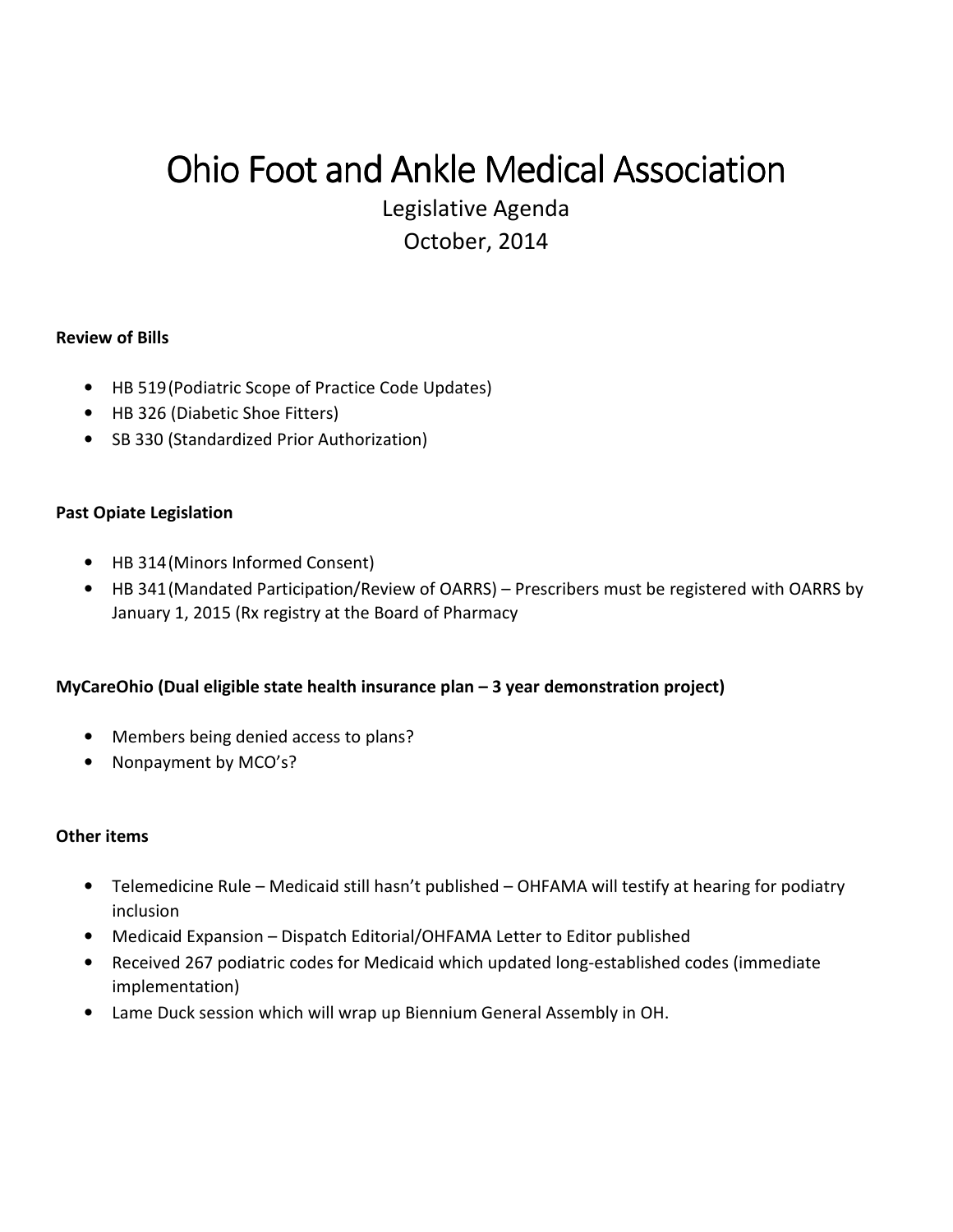# Ohio Foot and Ankle Medical Association

Legislative Agenda

October, 2014

**Review of Bills**

- HB 519 (Podiatric Scope of Practice Code Updates)
- HB 326 (Diabetic Shoe Fitters)
- SB 330 (Standardized Prior Authorization)

**Past Opiate Legislation**

- HB 314 (Minors Informed Consent)
- HB 341 (Mandated Participation/Review of OARRS) – Prescribers must be registered with OARRS by January 1, 2015 (Rx registry at the Board of Pharmacy

**MyCareOhio (Dual eligible state health insurance plan – 3 year demonstration project)**

- Members being denied access to plans?
- Nonpayment by MCO's?

**Other items**

- Telemedicine Rule – Medicaid still hasn't published – OHFAMA will testify at hearing for podiatry inclusion
- Medicaid Expansion – Dispatch Editorial/OHFAMA Letter to Editor published
- Received 267 podiatric codes for Medicaid which updated long-established codes (immediate implementation)
- Lame Duck session which will wrap up Biennium General Assembly in OH.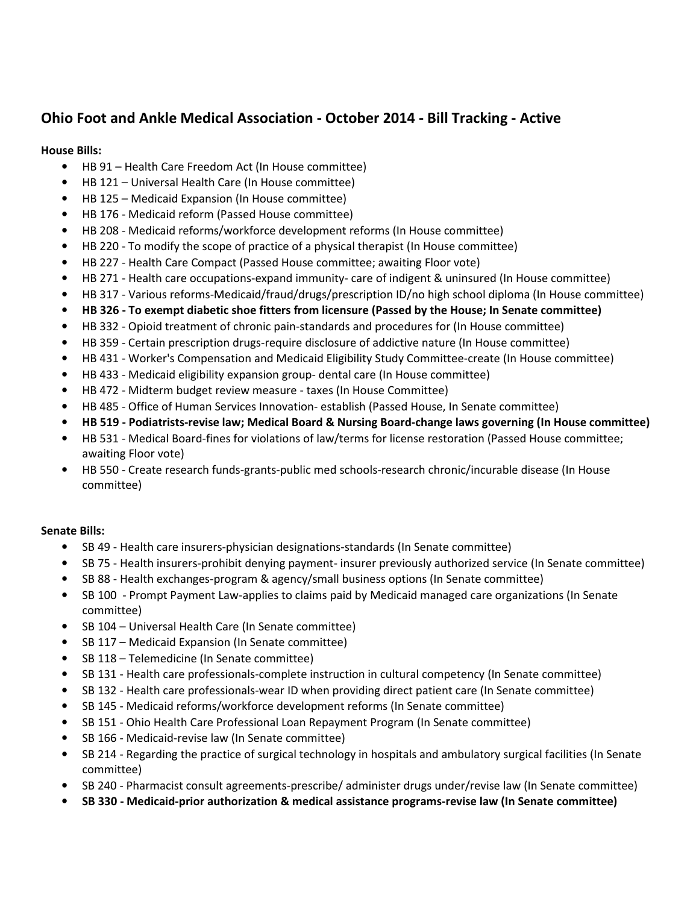## Ohio Foot and Ankle Medical Association - October 2014 - Bill Tracking - Active

**House Bills:**

- HB 91 – Health Care Freedom Act (In House committee)
- HB 121 – Universal Health Care (In House committee)
- HB 125 – Medicaid Expansion (In House committee)
- HB 176 - Medicaid reform (Passed House committee)
- HB 208 - Medicaid reforms/workforce development reforms (In House committee)
- HB 220 - To modify the scope of practice of a physical therapist (In House committee)
- HB 227 - Health Care Compact (Passed House committee; awaiting Floor vote)
- HB 271 - Health care occupations-expand immunity- care of indigent & uninsured (In House committee)
- HB 317 - Various reforms-Medicaid/fraud/drugs/prescription ID/no high school diploma (In House committee)
- **HB 326 - To exempt diabetic shoe fitters from licensure (Passed by the House; In Senate committee)**
- HB 332 - Opioid treatment of chronic pain-standards and procedures for (In House committee)
- HB 359 - Certain prescription drugs-require disclosure of addictive nature (In House committee)
- HB 431 - Worker's Compensation and Medicaid Eligibility Study Committee-create (In House committee)
- HB 433 - Medicaid eligibility expansion group- dental care (In House committee)
- HB 472 - Midterm budget review measure - taxes (In House Committee)
- HB 485 - Office of Human Services Innovation- establish (Passed House, In Senate committee)
- **HB 519 - Podiatrists-revise law; Medical Board & Nursing Board-change laws governing (In House committee)**
- HB 531 - Medical Board-fines for violations of law/terms for license restoration (Passed House committee; awaiting Floor vote)
- HB 550 - Create research funds-grants-public med schools-research chronic/incurable disease (In House committee)

**Senate Bills:**

- SB 49 - Health care insurers-physician designations-standards (In Senate committee)
- SB 75 - Health insurers-prohibit denying payment- insurer previously authorized service (In Senate committee)
- SB 88 - Health exchanges-program & agency/small business options (In Senate committee)
- SB 100 - Prompt Payment Law-applies to claims paid by Medicaid managed care organizations (In Senate committee)
- SB 104 – Universal Health Care (In Senate committee)
- SB 117 – Medicaid Expansion (In Senate committee)
- SB 118 – Telemedicine (In Senate committee)
- SB 131 - Health care professionals-complete instruction in cultural competency (In Senate committee)
- SB 132 - Health care professionals-wear ID when providing direct patient care (In Senate committee)
- SB 145 - Medicaid reforms/workforce development reforms (In Senate committee)
- SB 151 - Ohio Health Care Professional Loan Repayment Program (In Senate committee)
- SB 166 - Medicaid-revise law (In Senate committee)
- SB 214 - Regarding the practice of surgical technology in hospitals and ambulatory surgical facilities (In Senate committee)
- SB 240 - Pharmacist consult agreements-prescribe/ administer drugs under/revise law (In Senate committee)
- **SB 330 - Medicaid-prior authorization & medical assistance programs-revise law (In Senate committee)**